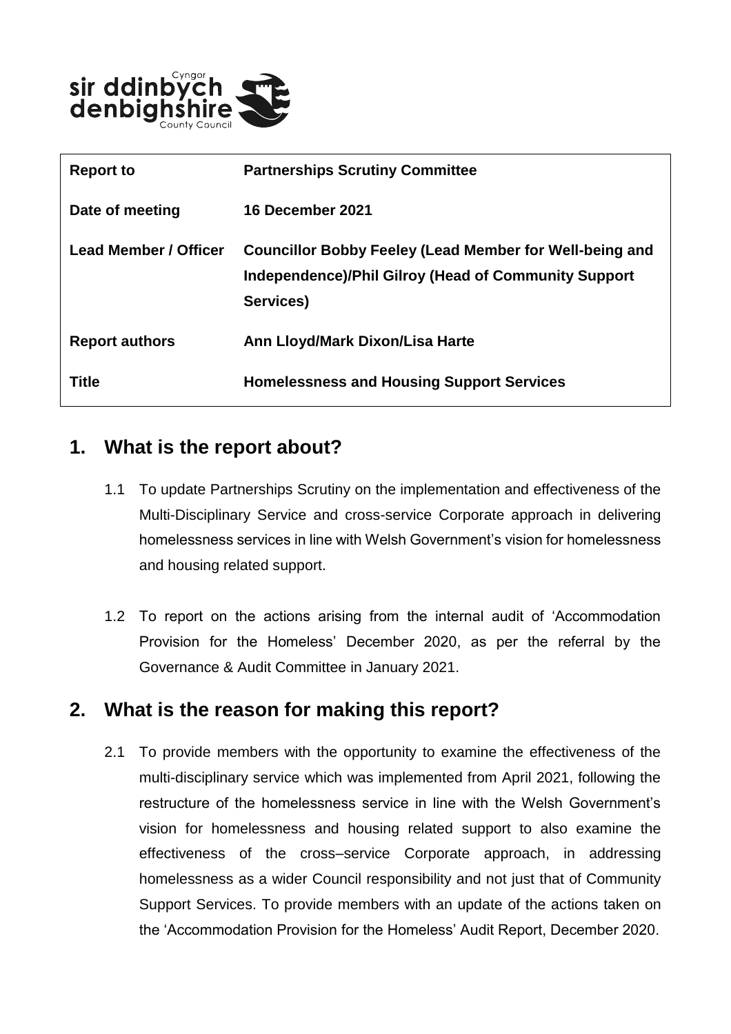| Report to | Partnerships Scrutiny Committee |
| --- | --- |
| Date of meeting | 16 December 2021 |
| Lead Member / Officer | Councillor Bobby Feeley (Lead Member for Well-being and Independence)/Phil Gilroy (Head of Community Support Services) |
| Report authors | Ann Lloyd/Mark Dixon/Lisa Harte |
| Title | Homelessness and Housing Support Services |

## 1. What is the report about?

1.1 To update Partnerships Scrutiny on the implementation and effectiveness of the Multi-Disciplinary Service and cross-service Corporate approach in delivering homelessness services in line with Welsh Government's vision for homelessness and housing related support.

1.2 To report on the actions arising from the internal audit of 'Accommodation Provision for the Homeless' December 2020, as per the referral by the Governance & Audit Committee in January 2021.

## 2. What is the reason for making this report?

2.1 To provide members with the opportunity to examine the effectiveness of the multi-disciplinary service which was implemented from April 2021, following the restructure of the homelessness service in line with the Welsh Government's vision for homelessness and housing related support to also examine the effectiveness of the cross–service Corporate approach, in addressing homelessness as a wider Council responsibility and not just that of Community Support Services. To provide members with an update of the actions taken on the 'Accommodation Provision for the Homeless' Audit Report, December 2020.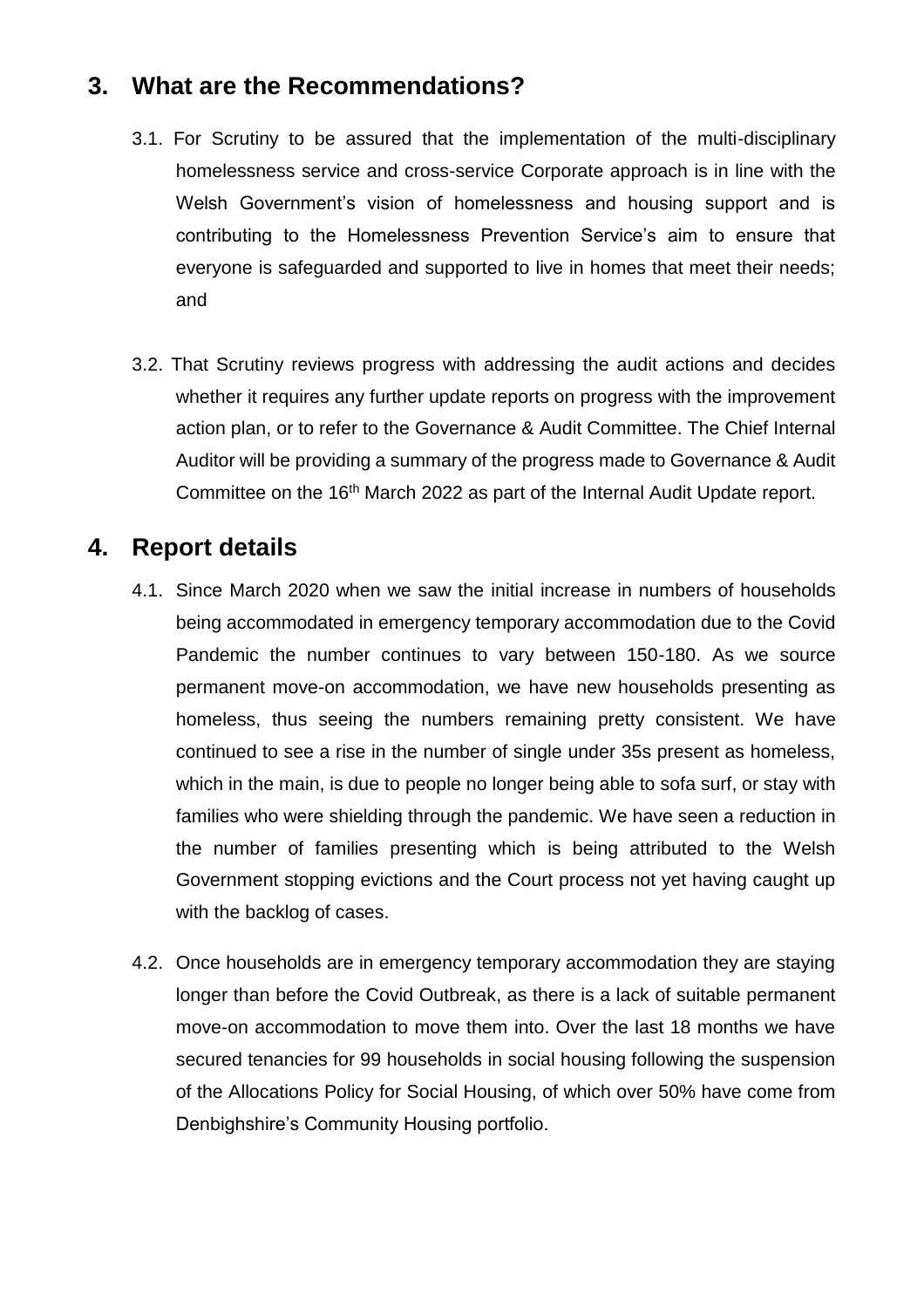## 3. What are the Recommendations?

3.1. For Scrutiny to be assured that the implementation of the multi-disciplinary homelessness service and cross-service Corporate approach is in line with the Welsh Government's vision of homelessness and housing support and is contributing to the Homelessness Prevention Service's aim to ensure that everyone is safeguarded and supported to live in homes that meet their needs; and

3.2. That Scrutiny reviews progress with addressing the audit actions and decides whether it requires any further update reports on progress with the improvement action plan, or to refer to the Governance & Audit Committee. The Chief Internal Auditor will be providing a summary of the progress made to Governance & Audit Committee on the 16th March 2022 as part of the Internal Audit Update report.

## 4. Report details

4.1. Since March 2020 when we saw the initial increase in numbers of households being accommodated in emergency temporary accommodation due to the Covid Pandemic the number continues to vary between 150-180. As we source permanent move-on accommodation, we have new households presenting as homeless, thus seeing the numbers remaining pretty consistent. We have continued to see a rise in the number of single under 35s present as homeless, which in the main, is due to people no longer being able to sofa surf, or stay with families who were shielding through the pandemic. We have seen a reduction in the number of families presenting which is being attributed to the Welsh Government stopping evictions and the Court process not yet having caught up with the backlog of cases.

4.2. Once households are in emergency temporary accommodation they are staying longer than before the Covid Outbreak, as there is a lack of suitable permanent move-on accommodation to move them into. Over the last 18 months we have secured tenancies for 99 households in social housing following the suspension of the Allocations Policy for Social Housing, of which over 50% have come from Denbighshire's Community Housing portfolio.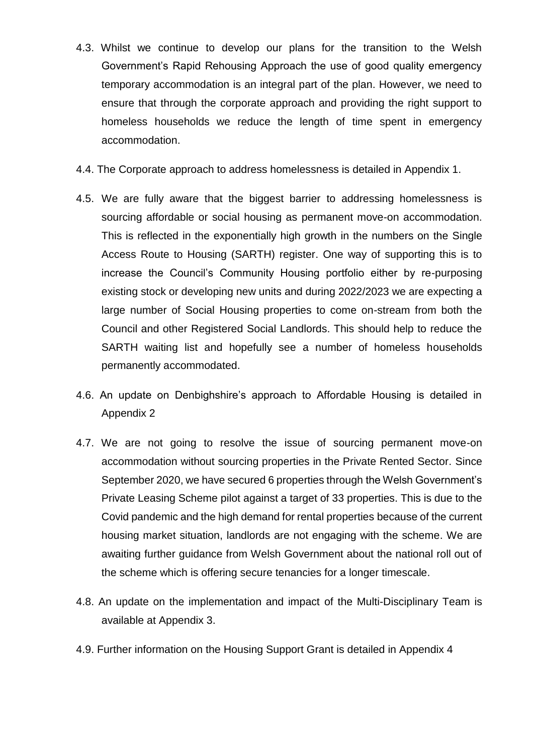4.3. Whilst we continue to develop our plans for the transition to the Welsh Government's Rapid Rehousing Approach the use of good quality emergency temporary accommodation is an integral part of the plan. However, we need to ensure that through the corporate approach and providing the right support to homeless households we reduce the length of time spent in emergency accommodation.

4.4. The Corporate approach to address homelessness is detailed in Appendix 1.

4.5. We are fully aware that the biggest barrier to addressing homelessness is sourcing affordable or social housing as permanent move-on accommodation. This is reflected in the exponentially high growth in the numbers on the Single Access Route to Housing (SARTH) register. One way of supporting this is to increase the Council's Community Housing portfolio either by re-purposing existing stock or developing new units and during 2022/2023 we are expecting a large number of Social Housing properties to come on-stream from both the Council and other Registered Social Landlords. This should help to reduce the SARTH waiting list and hopefully see a number of homeless households permanently accommodated.

4.6. An update on Denbighshire's approach to Affordable Housing is detailed in Appendix 2

4.7. We are not going to resolve the issue of sourcing permanent move-on accommodation without sourcing properties in the Private Rented Sector. Since September 2020, we have secured 6 properties through the Welsh Government's Private Leasing Scheme pilot against a target of 33 properties. This is due to the Covid pandemic and the high demand for rental properties because of the current housing market situation, landlords are not engaging with the scheme. We are awaiting further guidance from Welsh Government about the national roll out of the scheme which is offering secure tenancies for a longer timescale.

4.8. An update on the implementation and impact of the Multi-Disciplinary Team is available at Appendix 3.

4.9. Further information on the Housing Support Grant is detailed in Appendix 4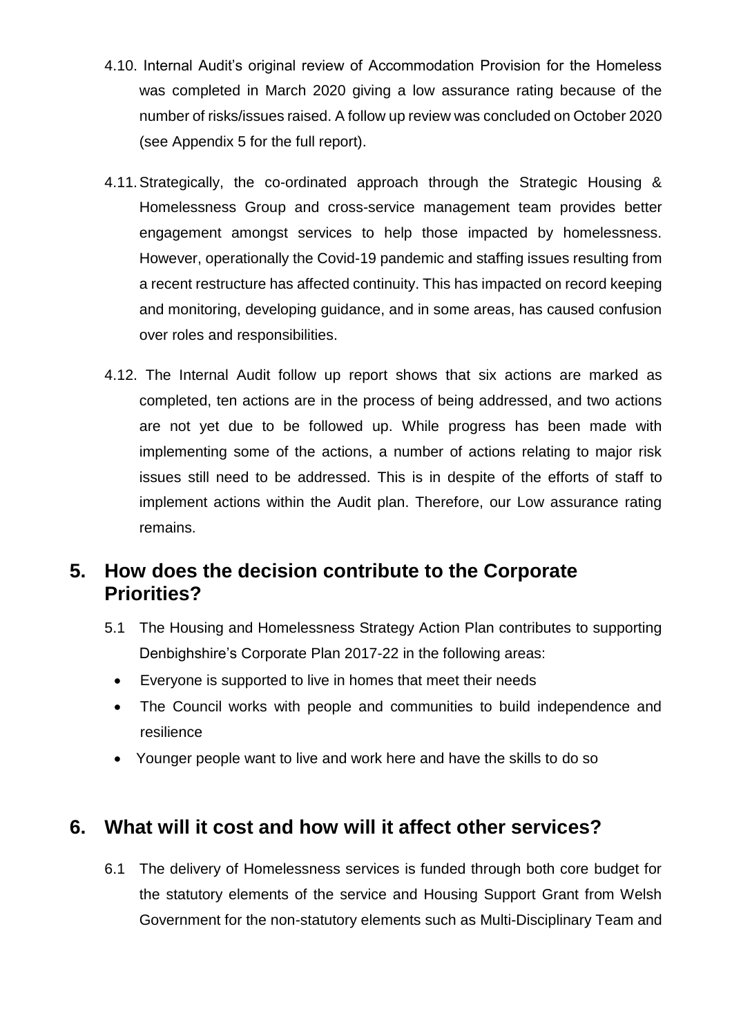4.10. Internal Audit's original review of Accommodation Provision for the Homeless was completed in March 2020 giving a low assurance rating because of the number of risks/issues raised. A follow up review was concluded on October 2020 (see Appendix 5 for the full report).

4.11. Strategically, the co-ordinated approach through the Strategic Housing & Homelessness Group and cross-service management team provides better engagement amongst services to help those impacted by homelessness. However, operationally the Covid-19 pandemic and staffing issues resulting from a recent restructure has affected continuity. This has impacted on record keeping and monitoring, developing guidance, and in some areas, has caused confusion over roles and responsibilities.

4.12. The Internal Audit follow up report shows that six actions are marked as completed, ten actions are in the process of being addressed, and two actions are not yet due to be followed up. While progress has been made with implementing some of the actions, a number of actions relating to major risk issues still need to be addressed. This is in despite of the efforts of staff to implement actions within the Audit plan. Therefore, our Low assurance rating remains.

## 5. How does the decision contribute to the Corporate Priorities?

5.1 The Housing and Homelessness Strategy Action Plan contributes to supporting Denbighshire's Corporate Plan 2017-22 in the following areas:

- Everyone is supported to live in homes that meet their needs
- The Council works with people and communities to build independence and resilience
- Younger people want to live and work here and have the skills to do so

## 6. What will it cost and how will it affect other services?

6.1 The delivery of Homelessness services is funded through both core budget for the statutory elements of the service and Housing Support Grant from Welsh Government for the non-statutory elements such as Multi-Disciplinary Team and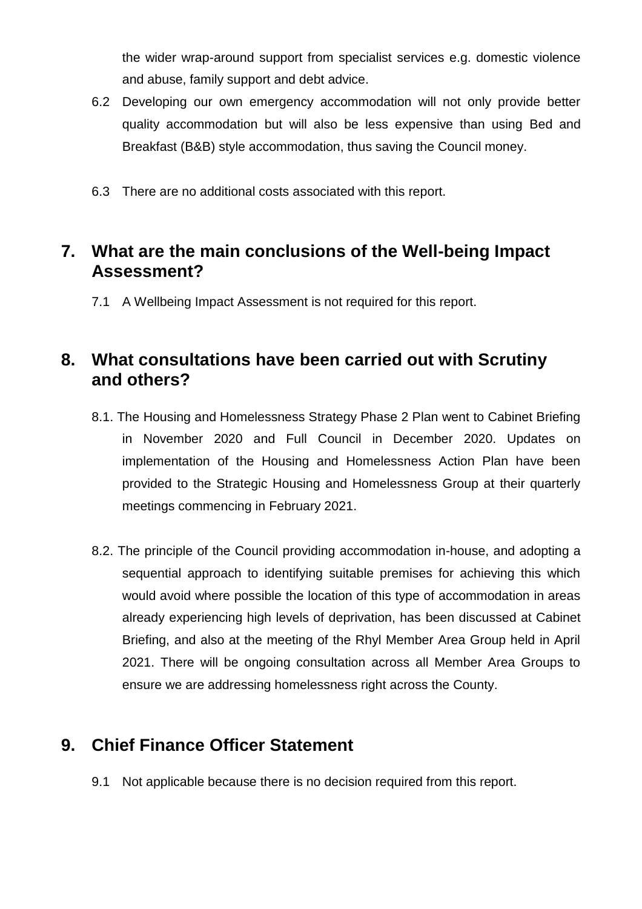the wider wrap-around support from specialist services e.g. domestic violence and abuse, family support and debt advice.

6.2 Developing our own emergency accommodation will not only provide better quality accommodation but will also be less expensive than using Bed and Breakfast (B&B) style accommodation, thus saving the Council money.

6.3 There are no additional costs associated with this report.

## 7. What are the main conclusions of the Well-being Impact Assessment?

7.1 A Wellbeing Impact Assessment is not required for this report.

## 8. What consultations have been carried out with Scrutiny and others?

8.1. The Housing and Homelessness Strategy Phase 2 Plan went to Cabinet Briefing in November 2020 and Full Council in December 2020. Updates on implementation of the Housing and Homelessness Action Plan have been provided to the Strategic Housing and Homelessness Group at their quarterly meetings commencing in February 2021.

8.2. The principle of the Council providing accommodation in-house, and adopting a sequential approach to identifying suitable premises for achieving this which would avoid where possible the location of this type of accommodation in areas already experiencing high levels of deprivation, has been discussed at Cabinet Briefing, and also at the meeting of the Rhyl Member Area Group held in April 2021. There will be ongoing consultation across all Member Area Groups to ensure we are addressing homelessness right across the County.

## 9. Chief Finance Officer Statement

9.1 Not applicable because there is no decision required from this report.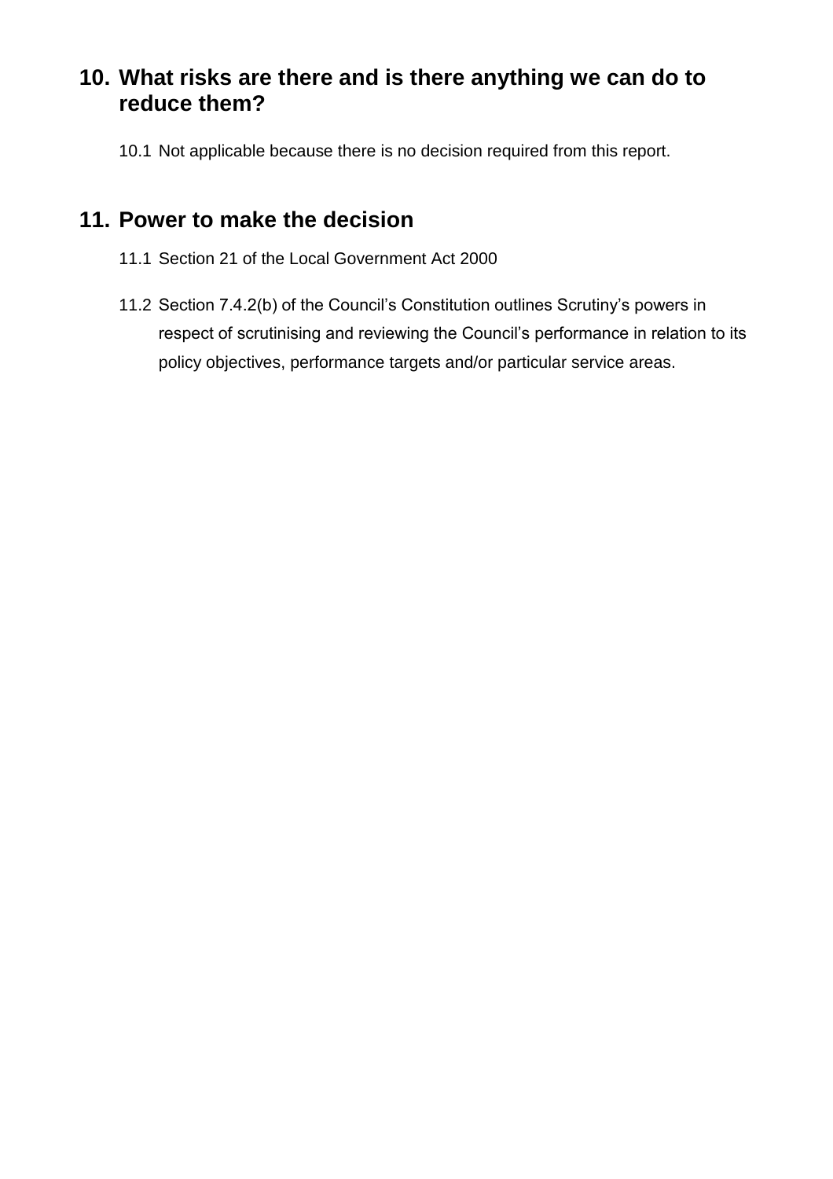## 10. What risks are there and is there anything we can do to reduce them?

10.1 Not applicable because there is no decision required from this report.

## 11. Power to make the decision

11.1 Section 21 of the Local Government Act 2000

11.2 Section 7.4.2(b) of the Council's Constitution outlines Scrutiny's powers in respect of scrutinising and reviewing the Council's performance in relation to its policy objectives, performance targets and/or particular service areas.